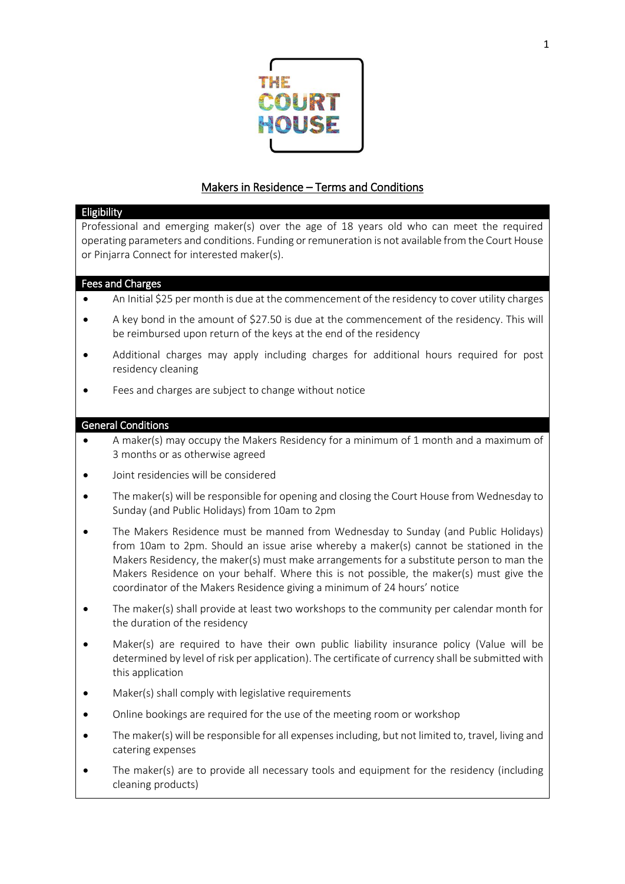# Makers in Residence – Terms and Conditions

## Eligibility

Professional and emerging maker(s) over the age of 18 years old who can meet the required operating parameters and conditions. Funding or remuneration is not available from the Court House or Pinjarra Connect for interested maker(s).

## Fees and Charges

- An Initial $25 per month is due at the commencement of the residency to cover utility charges
- A key bond in the amount of $27.50 is due at the commencement of the residency. This will be reimbursed upon return of the keys at the end of the residency
- Additional charges may apply including charges for additional hours required for post residency cleaning
- Fees and charges are subject to change without notice

## General Conditions

- A maker(s) may occupy the Makers Residency for a minimum of 1 month and a maximum of 3 months or as otherwise agreed
- Joint residencies will be considered
- The maker(s) will be responsible for opening and closing the Court House from Wednesday to Sunday (and Public Holidays) from 10am to 2pm
- The Makers Residence must be manned from Wednesday to Sunday (and Public Holidays) from 10am to 2pm. Should an issue arise whereby a maker(s) cannot be stationed in the Makers Residency, the maker(s) must make arrangements for a substitute person to man the Makers Residence on your behalf. Where this is not possible, the maker(s) must give the coordinator of the Makers Residence giving a minimum of 24 hours' notice
- The maker(s) shall provide at least two workshops to the community per calendar month for the duration of the residency
- Maker(s) are required to have their own public liability insurance policy (Value will be determined by level of risk per application). The certificate of currency shall be submitted with this application
- Maker(s) shall comply with legislative requirements
- Online bookings are required for the use of the meeting room or workshop
- The maker(s) will be responsible for all expenses including, but not limited to, travel, living and catering expenses
- The maker(s) are to provide all necessary tools and equipment for the residency (including cleaning products)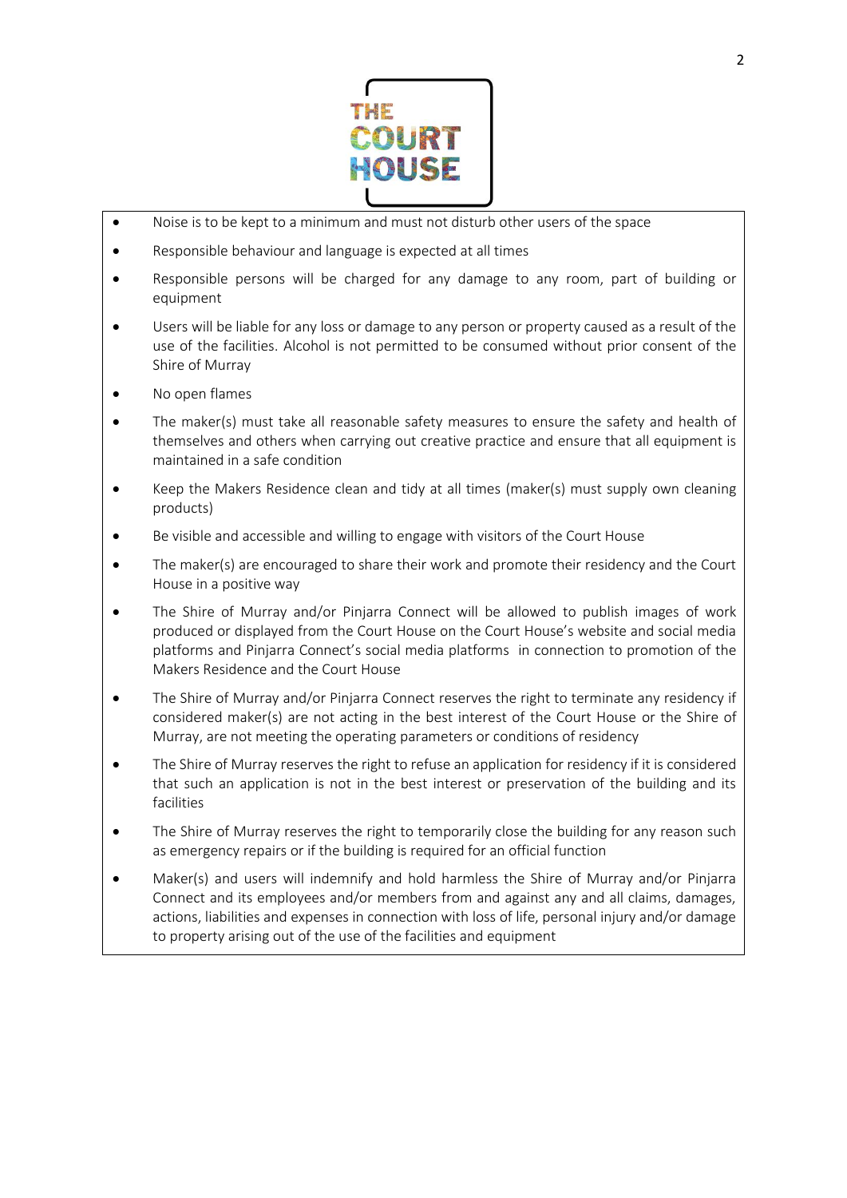- Noise is to be kept to a minimum and must not disturb other users of the space
- Responsible behaviour and language is expected at all times
- Responsible persons will be charged for any damage to any room, part of building or equipment
- Users will be liable for any loss or damage to any person or property caused as a result of the use of the facilities. Alcohol is not permitted to be consumed without prior consent of the Shire of Murray
- No open flames
- The maker(s) must take all reasonable safety measures to ensure the safety and health of themselves and others when carrying out creative practice and ensure that all equipment is maintained in a safe condition
- Keep the Makers Residence clean and tidy at all times (maker(s) must supply own cleaning products)
- Be visible and accessible and willing to engage with visitors of the Court House
- The maker(s) are encouraged to share their work and promote their residency and the Court House in a positive way
- The Shire of Murray and/or Pinjarra Connect will be allowed to publish images of work produced or displayed from the Court House on the Court House's website and social media platforms and Pinjarra Connect's social media platforms in connection to promotion of the Makers Residence and the Court House
- The Shire of Murray and/or Pinjarra Connect reserves the right to terminate any residency if considered maker(s) are not acting in the best interest of the Court House or the Shire of Murray, are not meeting the operating parameters or conditions of residency
- The Shire of Murray reserves the right to refuse an application for residency if it is considered that such an application is not in the best interest or preservation of the building and its facilities
- The Shire of Murray reserves the right to temporarily close the building for any reason such as emergency repairs or if the building is required for an official function
- Maker(s) and users will indemnify and hold harmless the Shire of Murray and/or Pinjarra Connect and its employees and/or members from and against any and all claims, damages, actions, liabilities and expenses in connection with loss of life, personal injury and/or damage to property arising out of the use of the facilities and equipment